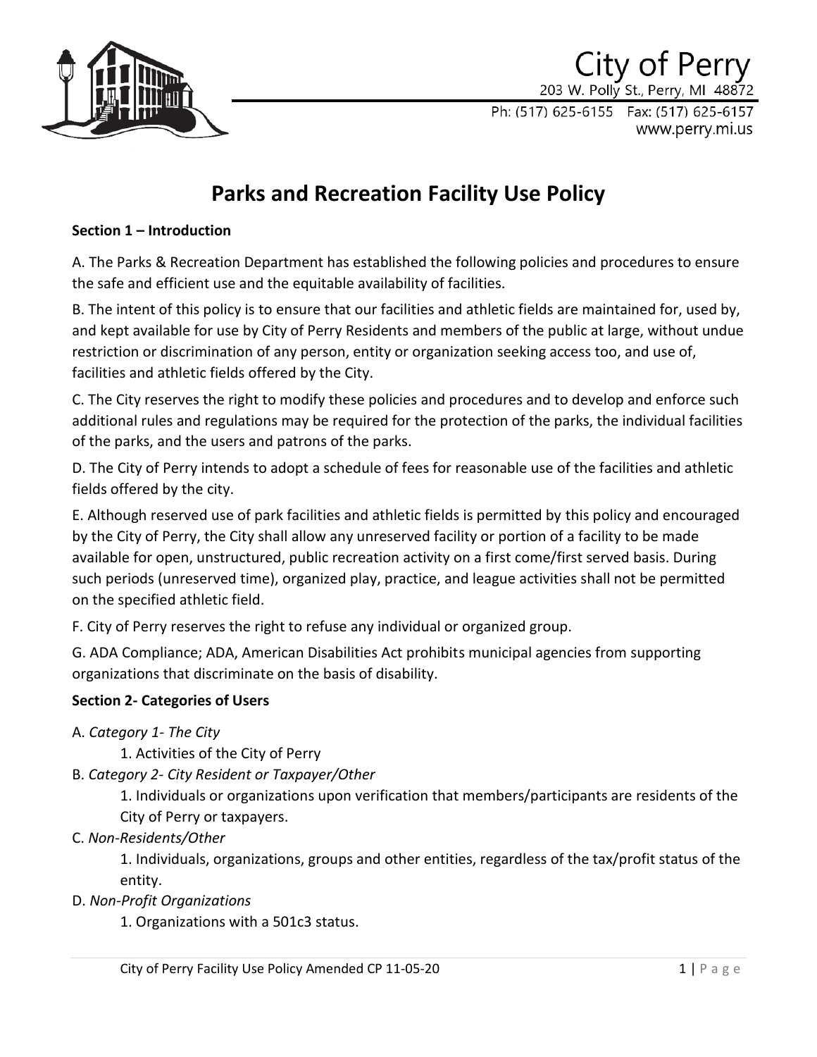City of Perry

203 W. Polly St., Perry, MI 48872

Ph: (517) 625-6155 Fax: (517) 625-6157

www.perry.mi.us

# Parks and Recreation Facility Use Policy

**Section 1 – Introduction**

A. The Parks & Recreation Department has established the following policies and procedures to ensure the safe and efficient use and the equitable availability of facilities.

B. The intent of this policy is to ensure that our facilities and athletic fields are maintained for, used by, and kept available for use by City of Perry Residents and members of the public at large, without undue restriction or discrimination of any person, entity or organization seeking access too, and use of, facilities and athletic fields offered by the City.

C. The City reserves the right to modify these policies and procedures and to develop and enforce such additional rules and regulations may be required for the protection of the parks, the individual facilities of the parks, and the users and patrons of the parks.

D. The City of Perry intends to adopt a schedule of fees for reasonable use of the facilities and athletic fields offered by the city.

E. Although reserved use of park facilities and athletic fields is permitted by this policy and encouraged by the City of Perry, the City shall allow any unreserved facility or portion of a facility to be made available for open, unstructured, public recreation activity on a first come/first served basis. During such periods (unreserved time), organized play, practice, and league activities shall not be permitted on the specified athletic field.

F. City of Perry reserves the right to refuse any individual or organized group.

G. ADA Compliance; ADA, American Disabilities Act prohibits municipal agencies from supporting organizations that discriminate on the basis of disability.

**Section 2- Categories of Users**

A. *Category 1- The City*

1. Activities of the City of Perry

B. *Category 2- City Resident or Taxpayer/Other*

1. Individuals or organizations upon verification that members/participants are residents of the City of Perry or taxpayers.

C. *Non-Residents/Other*

1. Individuals, organizations, groups and other entities, regardless of the tax/profit status of the entity.

D. *Non-Profit Organizations*

1. Organizations with a 501c3 status.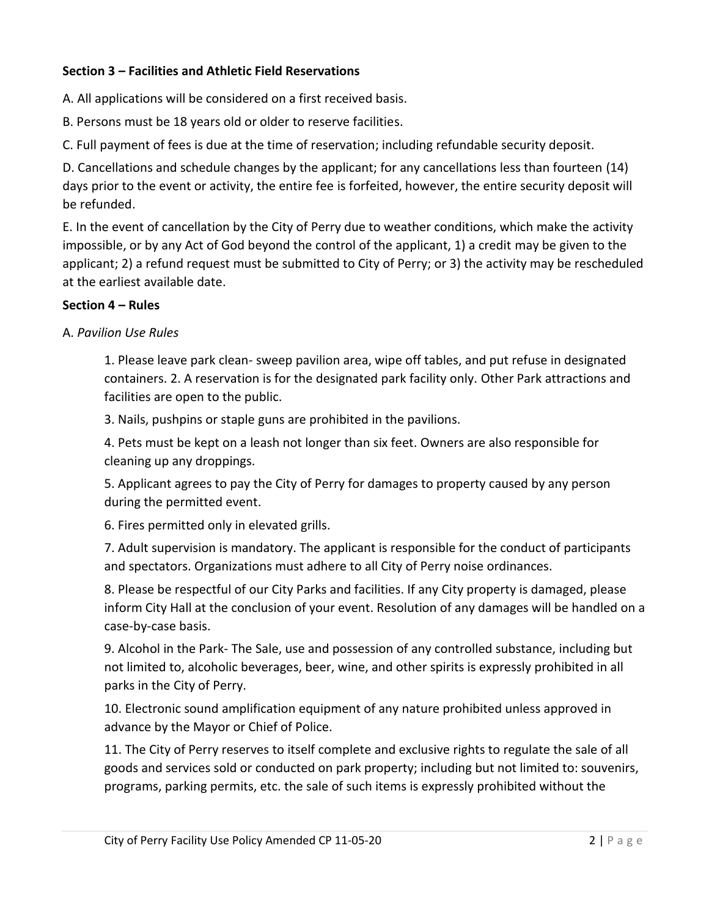**Section 3 – Facilities and Athletic Field Reservations**

A. All applications will be considered on a first received basis.

B. Persons must be 18 years old or older to reserve facilities.

C. Full payment of fees is due at the time of reservation; including refundable security deposit.

D. Cancellations and schedule changes by the applicant; for any cancellations less than fourteen (14) days prior to the event or activity, the entire fee is forfeited, however, the entire security deposit will be refunded.

E. In the event of cancellation by the City of Perry due to weather conditions, which make the activity impossible, or by any Act of God beyond the control of the applicant, 1) a credit may be given to the applicant; 2) a refund request must be submitted to City of Perry; or 3) the activity may be rescheduled at the earliest available date.

**Section 4 – Rules**

A. *Pavilion Use Rules*

1. Please leave park clean- sweep pavilion area, wipe off tables, and put refuse in designated containers. 2. A reservation is for the designated park facility only. Other Park attractions and facilities are open to the public.

3. Nails, pushpins or staple guns are prohibited in the pavilions.

4. Pets must be kept on a leash not longer than six feet. Owners are also responsible for cleaning up any droppings.

5. Applicant agrees to pay the City of Perry for damages to property caused by any person during the permitted event.

6. Fires permitted only in elevated grills.

7. Adult supervision is mandatory. The applicant is responsible for the conduct of participants and spectators. Organizations must adhere to all City of Perry noise ordinances.

8. Please be respectful of our City Parks and facilities. If any City property is damaged, please inform City Hall at the conclusion of your event. Resolution of any damages will be handled on a case-by-case basis.

9. Alcohol in the Park- The Sale, use and possession of any controlled substance, including but not limited to, alcoholic beverages, beer, wine, and other spirits is expressly prohibited in all parks in the City of Perry.

10. Electronic sound amplification equipment of any nature prohibited unless approved in advance by the Mayor or Chief of Police.

11. The City of Perry reserves to itself complete and exclusive rights to regulate the sale of all goods and services sold or conducted on park property; including but not limited to: souvenirs, programs, parking permits, etc. the sale of such items is expressly prohibited without the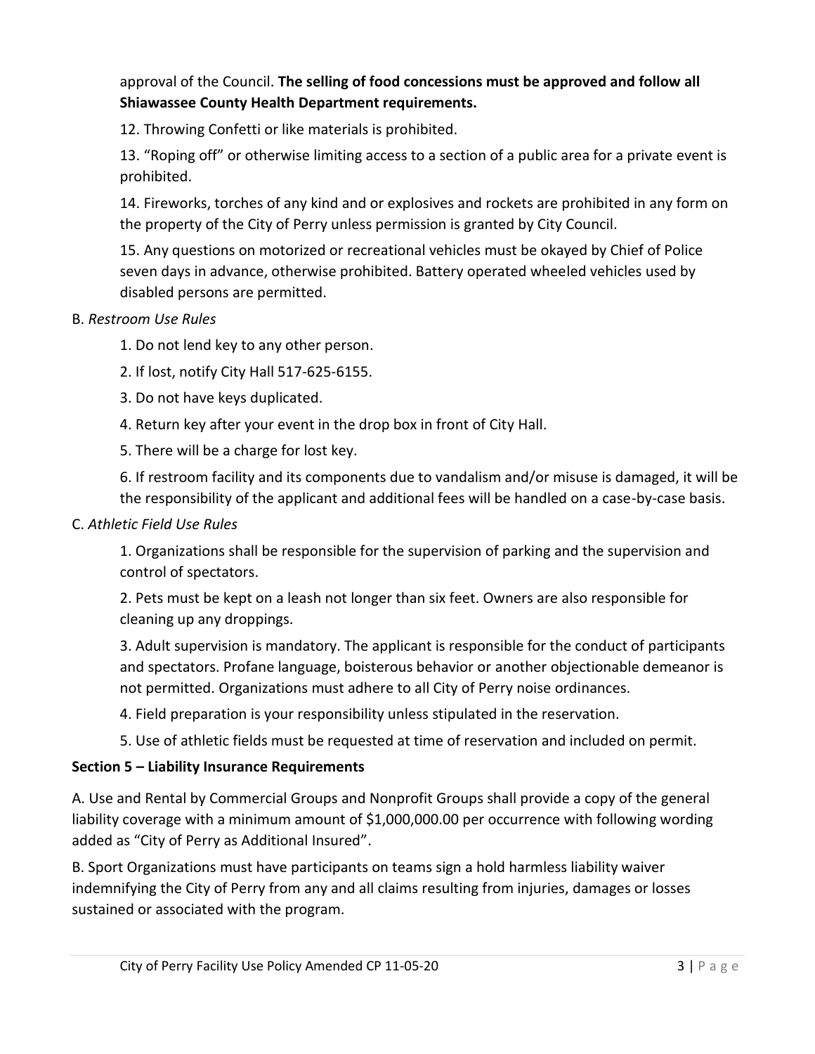approval of the Council. **The selling of food concessions must be approved and follow all Shiawassee County Health Department requirements.**

12. Throwing Confetti or like materials is prohibited.

13. "Roping off" or otherwise limiting access to a section of a public area for a private event is prohibited.

14. Fireworks, torches of any kind and or explosives and rockets are prohibited in any form on the property of the City of Perry unless permission is granted by City Council.

15. Any questions on motorized or recreational vehicles must be okayed by Chief of Police seven days in advance, otherwise prohibited. Battery operated wheeled vehicles used by disabled persons are permitted.

B. *Restroom Use Rules*

1. Do not lend key to any other person.
2. If lost, notify City Hall 517-625-6155.
3. Do not have keys duplicated.
4. Return key after your event in the drop box in front of City Hall.
5. There will be a charge for lost key.
6. If restroom facility and its components due to vandalism and/or misuse is damaged, it will be the responsibility of the applicant and additional fees will be handled on a case-by-case basis.

C. *Athletic Field Use Rules*

1. Organizations shall be responsible for the supervision of parking and the supervision and control of spectators.
2. Pets must be kept on a leash not longer than six feet. Owners are also responsible for cleaning up any droppings.
3. Adult supervision is mandatory. The applicant is responsible for the conduct of participants and spectators. Profane language, boisterous behavior or another objectionable demeanor is not permitted. Organizations must adhere to all City of Perry noise ordinances.
4. Field preparation is your responsibility unless stipulated in the reservation.
5. Use of athletic fields must be requested at time of reservation and included on permit.

**Section 5 – Liability Insurance Requirements**

A. Use and Rental by Commercial Groups and Nonprofit Groups shall provide a copy of the general liability coverage with a minimum amount of $1,000,000.00 per occurrence with following wording added as "City of Perry as Additional Insured".

B. Sport Organizations must have participants on teams sign a hold harmless liability waiver indemnifying the City of Perry from any and all claims resulting from injuries, damages or losses sustained or associated with the program.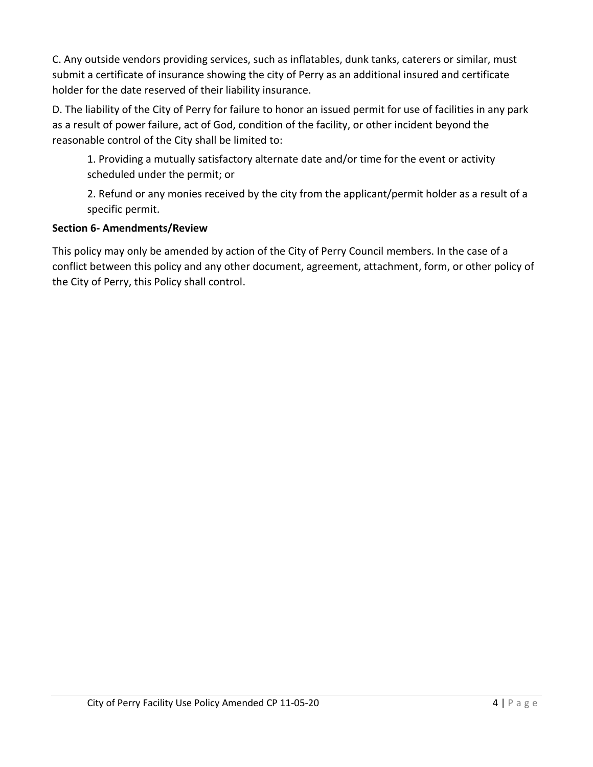C. Any outside vendors providing services, such as inflatables, dunk tanks, caterers or similar, must submit a certificate of insurance showing the city of Perry as an additional insured and certificate holder for the date reserved of their liability insurance.

D. The liability of the City of Perry for failure to honor an issued permit for use of facilities in any park as a result of power failure, act of God, condition of the facility, or other incident beyond the reasonable control of the City shall be limited to:

1. Providing a mutually satisfactory alternate date and/or time for the event or activity scheduled under the permit; or

2. Refund or any monies received by the city from the applicant/permit holder as a result of a specific permit.

**Section 6- Amendments/Review**

This policy may only be amended by action of the City of Perry Council members. In the case of a conflict between this policy and any other document, agreement, attachment, form, or other policy of the City of Perry, this Policy shall control.